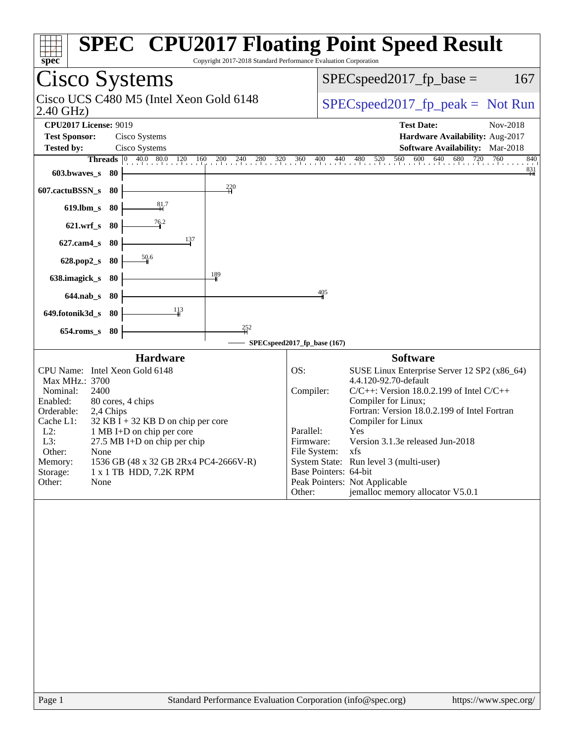# SPEC CPU2017 Floating Point Speed Result

Copyright 2017-2018 Standard Performance Evaluation Corporation

## Cisco Systems

Cisco UCS C480 M5 (Intel Xeon Gold 6148 2.40 GHz)

SPECspeed2017_fp_base = 167

SPECspeed2017_fp_peak = Not Run

**CPU2017 License:** 9019
**Test Sponsor:** Cisco Systems
**Tested by:** Cisco Systems

**Test Date:** Nov-2018
**Hardware Availability:** Aug-2017
**Software Availability:** Mar-2018

| Benchmark | Threads | Base |
|---|---|---|
| 603.bwaves_s | 80 | 831 |
| 607.cactuBSSN_s | 80 | 220 |
| 619.lbm_s | 80 | 81.7 |
| 621.wrf_s | 80 | 76.2 |
| 627.cam4_s | 80 | 137 |
| 628.pop2_s | 80 | 50.6 |
| 638.imagick_s | 80 | 189 |
| 644.nab_s | 80 | 405 |
| 649.fotonik3d_s | 80 | 113 |
| 654.roms_s | 80 | 252 |

SPECspeed2017_fp_base (167)

### Hardware

CPU Name: Intel Xeon Gold 6148
Max MHz.: 3700
Nominal: 2400
Enabled: 80 cores, 4 chips
Orderable: 2,4 Chips
Cache L1: 32 KB I + 32 KB D on chip per core
L2: 1 MB I+D on chip per core
L3: 27.5 MB I+D on chip per chip
Other: None
Memory: 1536 GB (48 x 32 GB 2Rx4 PC4-2666V-R)
Storage: 1 x 1 TB HDD, 7.2K RPM
Other: None

### Software

OS: SUSE Linux Enterprise Server 12 SP2 (x86_64) 4.4.120-92.70-default
Compiler: C/C++: Version 18.0.2.199 of Intel C/C++ Compiler for Linux; Fortran: Version 18.0.2.199 of Intel Fortran Compiler for Linux
Parallel: Yes
Firmware: Version 3.1.3e released Jun-2018
File System: xfs
System State: Run level 3 (multi-user)
Base Pointers: 64-bit
Peak Pointers: Not Applicable
Other: jemalloc memory allocator V5.0.1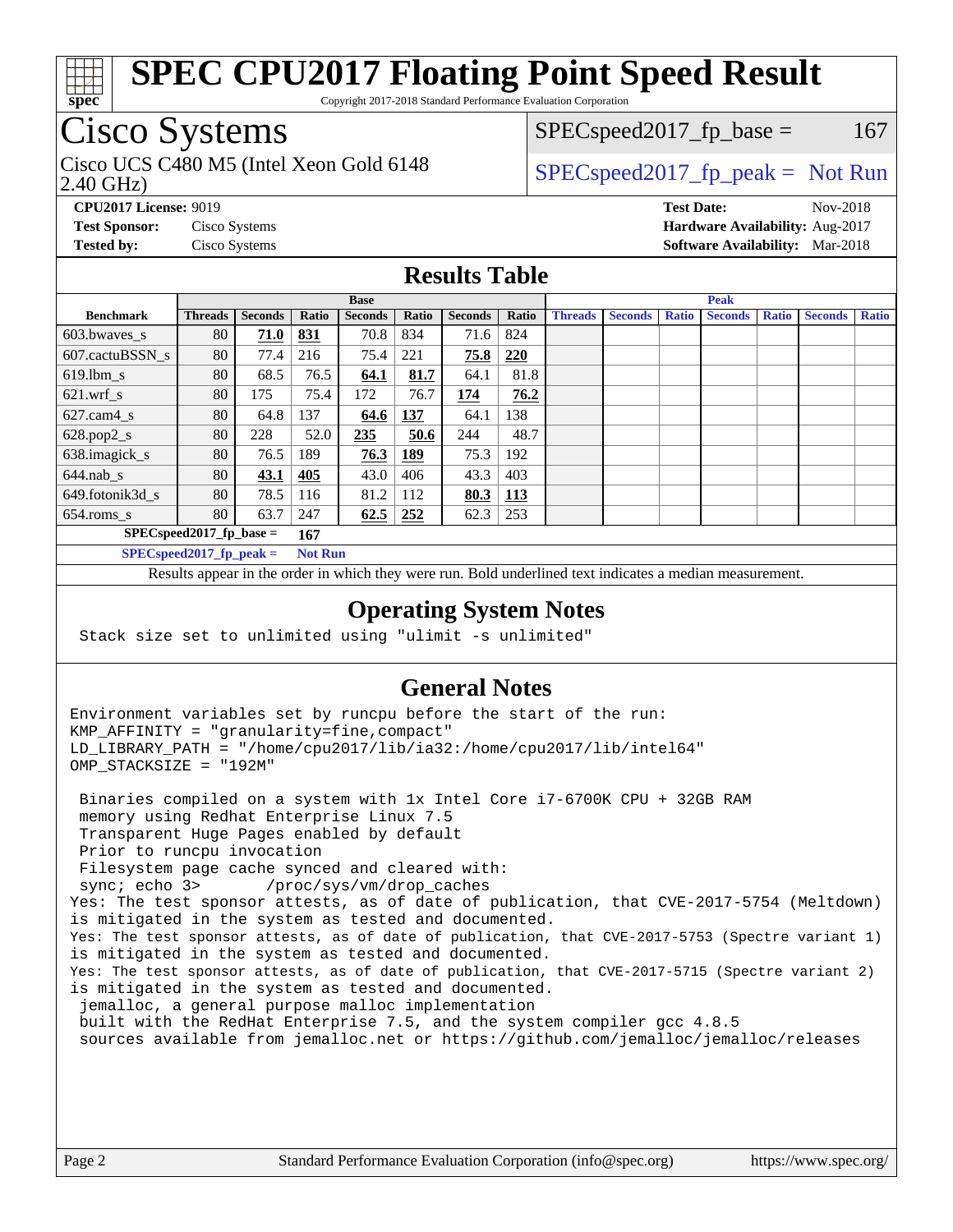# SPEC CPU2017 Floating Point Speed Result

Copyright 2017-2018 Standard Performance Evaluation Corporation

## Cisco Systems

Cisco UCS C480 M5 (Intel Xeon Gold 6148 2.40 GHz)

SPECspeed2017_fp_base = 167

SPECspeed2017_fp_peak = Not Run

**CPU2017 License:** 9019
**Test Sponsor:** Cisco Systems
**Tested by:** Cisco Systems

**Test Date:** Nov-2018
**Hardware Availability:** Aug-2017
**Software Availability:** Mar-2018

## Results Table

| Benchmark | Base | | | | | | | Peak | | | | | | |
|---|---|---|---|---|---|---|---|---|---|---|---|---|---|---|
| | Threads | Seconds | Ratio | Seconds | Ratio | Seconds | Ratio | Threads | Seconds | Ratio | Seconds | Ratio | Seconds | Ratio |
| 603.bwaves_s | 80 | **71.0** | **831** | 70.8 | 834 | 71.6 | 824 | | | | | | | |
| 607.cactuBSSN_s | 80 | 77.4 | 216 | 75.4 | 221 | **75.8** | **220** | | | | | | | |
| 619.lbm_s | 80 | 68.5 | 76.5 | **64.1** | **81.7** | 64.1 | 81.8 | | | | | | | |
| 621.wrf_s | 80 | 175 | 75.4 | 172 | 76.7 | **174** | **76.2** | | | | | | | |
| 627.cam4_s | 80 | 64.8 | 137 | **64.6** | **137** | 64.1 | 138 | | | | | | | |
| 628.pop2_s | 80 | 228 | 52.0 | **235** | **50.6** | 244 | 48.7 | | | | | | | |
| 638.imagick_s | 80 | 76.5 | 189 | **76.3** | **189** | 75.3 | 192 | | | | | | | |
| 644.nab_s | 80 | **43.1** | **405** | 43.0 | 406 | 43.3 | 403 | | | | | | | |
| 649.fotonik3d_s | 80 | 78.5 | 116 | 81.2 | 112 | **80.3** | **113** | | | | | | | |
| 654.roms_s | 80 | 63.7 | 247 | **62.5** | **252** | 62.3 | 253 | | | | | | | |

SPECspeed2017_fp_base = **167**

SPECspeed2017_fp_peak = **Not Run**

Results appear in the order in which they were run. Bold underlined text indicates a median measurement.

## Operating System Notes

```
Stack size set to unlimited using "ulimit -s unlimited"
```

## General Notes

```
Environment variables set by runcpu before the start of the run:
KMP_AFFINITY = "granularity=fine,compact"
LD_LIBRARY_PATH = "/home/cpu2017/lib/ia32:/home/cpu2017/lib/intel64"
OMP_STACKSIZE = "192M"

 Binaries compiled on a system with 1x Intel Core i7-6700K CPU + 32GB RAM
 memory using Redhat Enterprise Linux 7.5
 Transparent Huge Pages enabled by default
 Prior to runcpu invocation
 Filesystem page cache synced and cleared with:
 sync; echo 3>       /proc/sys/vm/drop_caches
Yes: The test sponsor attests, as of date of publication, that CVE-2017-5754 (Meltdown)
is mitigated in the system as tested and documented.
Yes: The test sponsor attests, as of date of publication, that CVE-2017-5753 (Spectre variant 1)
is mitigated in the system as tested and documented.
Yes: The test sponsor attests, as of date of publication, that CVE-2017-5715 (Spectre variant 2)
is mitigated in the system as tested and documented.
 jemalloc, a general purpose malloc implementation
 built with the RedHat Enterprise 7.5, and the system compiler gcc 4.8.5
 sources available from jemalloc.net or https://github.com/jemalloc/jemalloc/releases
```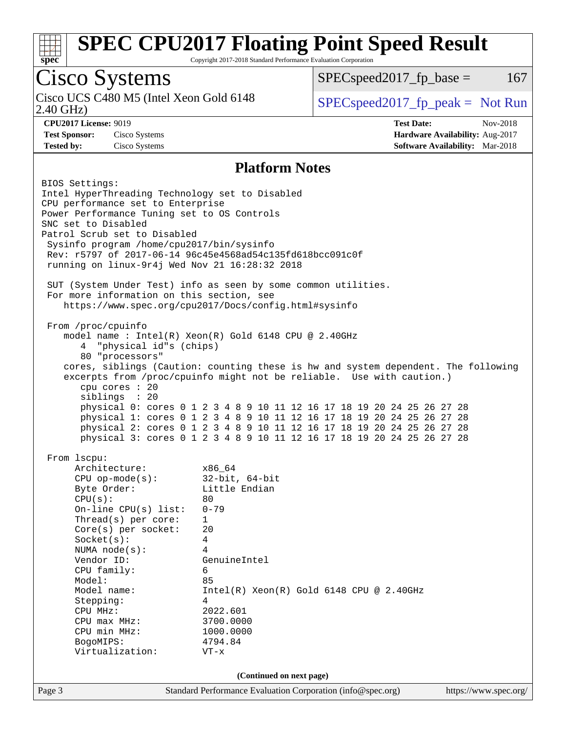# SPEC CPU2017 Floating Point Speed Result

Copyright 2017-2018 Standard Performance Evaluation Corporation

## Cisco Systems

Cisco UCS C480 M5 (Intel Xeon Gold 6148 2.40 GHz)

SPECspeed2017_fp_base = 167

SPECspeed2017_fp_peak = Not Run

**CPU2017 License:** 9019
**Test Sponsor:** Cisco Systems
**Tested by:** Cisco Systems

**Test Date:** Nov-2018
**Hardware Availability:** Aug-2017
**Software Availability:** Mar-2018

### Platform Notes

```
BIOS Settings:
Intel HyperThreading Technology set to Disabled
CPU performance set to Enterprise
Power Performance Tuning set to OS Controls
SNC set to Disabled
Patrol Scrub set to Disabled
 Sysinfo program /home/cpu2017/bin/sysinfo
 Rev: r5797 of 2017-06-14 96c45e4568ad54c135fd618bcc091c0f
 running on linux-9r4j Wed Nov 21 16:28:32 2018

 SUT (System Under Test) info as seen by some common utilities.
 For more information on this section, see
    https://www.spec.org/cpu2017/Docs/config.html#sysinfo

 From /proc/cpuinfo
    model name : Intel(R) Xeon(R) Gold 6148 CPU @ 2.40GHz
       4  "physical id"s (chips)
       80 "processors"
    cores, siblings (Caution: counting these is hw and system dependent. The following
    excerpts from /proc/cpuinfo might not be reliable.  Use with caution.)
       cpu cores : 20
       siblings  : 20
       physical 0: cores 0 1 2 3 4 8 9 10 11 12 16 17 18 19 20 24 25 26 27 28
       physical 1: cores 0 1 2 3 4 8 9 10 11 12 16 17 18 19 20 24 25 26 27 28
       physical 2: cores 0 1 2 3 4 8 9 10 11 12 16 17 18 19 20 24 25 26 27 28
       physical 3: cores 0 1 2 3 4 8 9 10 11 12 16 17 18 19 20 24 25 26 27 28

 From lscpu:
      Architecture:          x86_64
      CPU op-mode(s):        32-bit, 64-bit
      Byte Order:            Little Endian
      CPU(s):                80
      On-line CPU(s) list:   0-79
      Thread(s) per core:    1
      Core(s) per socket:    20
      Socket(s):             4
      NUMA node(s):          4
      Vendor ID:             GenuineIntel
      CPU family:            6
      Model:                 85
      Model name:            Intel(R) Xeon(R) Gold 6148 CPU @ 2.40GHz
      Stepping:              4
      CPU MHz:               2022.601
      CPU max MHz:           3700.0000
      CPU min MHz:           1000.0000
      BogoMIPS:              4794.84
      Virtualization:        VT-x
```

(Continued on next page)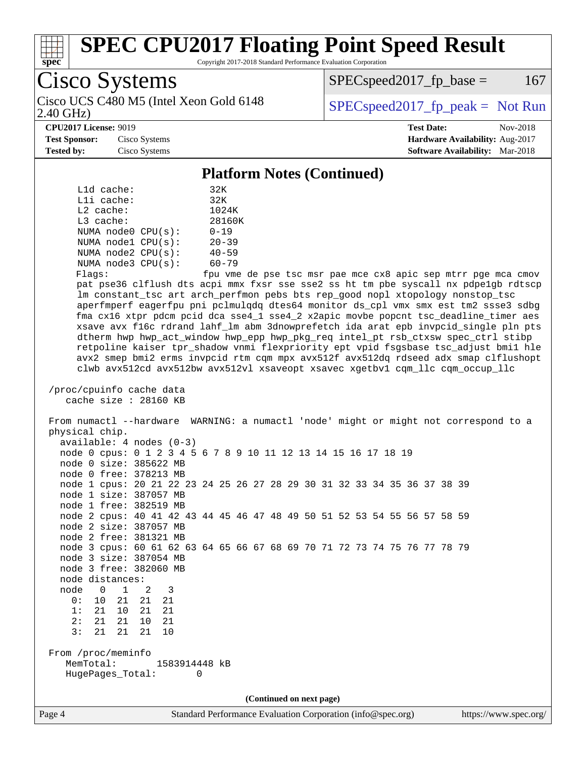# SPEC CPU2017 Floating Point Speed Result

Copyright 2017-2018 Standard Performance Evaluation Corporation

**Cisco Systems**

Cisco UCS C480 M5 (Intel Xeon Gold 6148 2.40 GHz)

SPECspeed2017_fp_base = 167

SPECspeed2017_fp_peak = Not Run

**CPU2017 License:** 9019
**Test Sponsor:** Cisco Systems
**Tested by:** Cisco Systems

**Test Date:** Nov-2018
**Hardware Availability:** Aug-2017
**Software Availability:** Mar-2018

## Platform Notes (Continued)

```
     L1d cache:              32K
     L1i cache:              32K
     L2 cache:               1024K
     L3 cache:               28160K
     NUMA node0 CPU(s):      0-19
     NUMA node1 CPU(s):      20-39
     NUMA node2 CPU(s):      40-59
     NUMA node3 CPU(s):      60-79
     Flags:                  fpu vme de pse tsc msr pae mce cx8 apic sep mtrr pge mca cmov
     pat pse36 clflush dts acpi mmx fxsr sse sse2 ss ht tm pbe syscall nx pdpe1gb rdtscp
     lm constant_tsc art arch_perfmon pebs bts rep_good nopl xtopology nonstop_tsc
     aperfmperf eagerfpu pni pclmulqdq dtes64 monitor ds_cpl vmx smx est tm2 ssse3 sdbg
     fma cx16 xtpr pdcm pcid dca sse4_1 sse4_2 x2apic movbe popcnt tsc_deadline_timer aes
     xsave avx f16c rdrand lahf_lm abm 3dnowprefetch ida arat epb invpcid_single pln pts
     dtherm hwp hwp_act_window hwp_epp hwp_pkg_req intel_pt rsb_ctxsw spec_ctrl stibp
     retpoline kaiser tpr_shadow vnmi flexpriority ept vpid fsgsbase tsc_adjust bmi1 hle
     avx2 smep bmi2 erms invpcid rtm cqm mpx avx512f avx512dq rdseed adx smap clflushopt
     clwb avx512cd avx512bw avx512vl xsaveopt xsavec xgetbv1 cqm_llc cqm_occup_llc

 /proc/cpuinfo cache data
    cache size : 28160 KB

 From numactl --hardware  WARNING: a numactl 'node' might or might not correspond to a
 physical chip.
   available: 4 nodes (0-3)
   node 0 cpus: 0 1 2 3 4 5 6 7 8 9 10 11 12 13 14 15 16 17 18 19
   node 0 size: 385622 MB
   node 0 free: 378213 MB
   node 1 cpus: 20 21 22 23 24 25 26 27 28 29 30 31 32 33 34 35 36 37 38 39
   node 1 size: 387057 MB
   node 1 free: 382519 MB
   node 2 cpus: 40 41 42 43 44 45 46 47 48 49 50 51 52 53 54 55 56 57 58 59
   node 2 size: 387057 MB
   node 2 free: 381321 MB
   node 3 cpus: 60 61 62 63 64 65 66 67 68 69 70 71 72 73 74 75 76 77 78 79
   node 3 size: 387054 MB
   node 3 free: 382060 MB
   node distances:
   node   0   1   2   3
     0:  10  21  21  21
     1:  21  10  21  21
     2:  21  21  10  21
     3:  21  21  21  10

 From /proc/meminfo
    MemTotal:       1583914448 kB
    HugePages_Total:       0
```

(Continued on next page)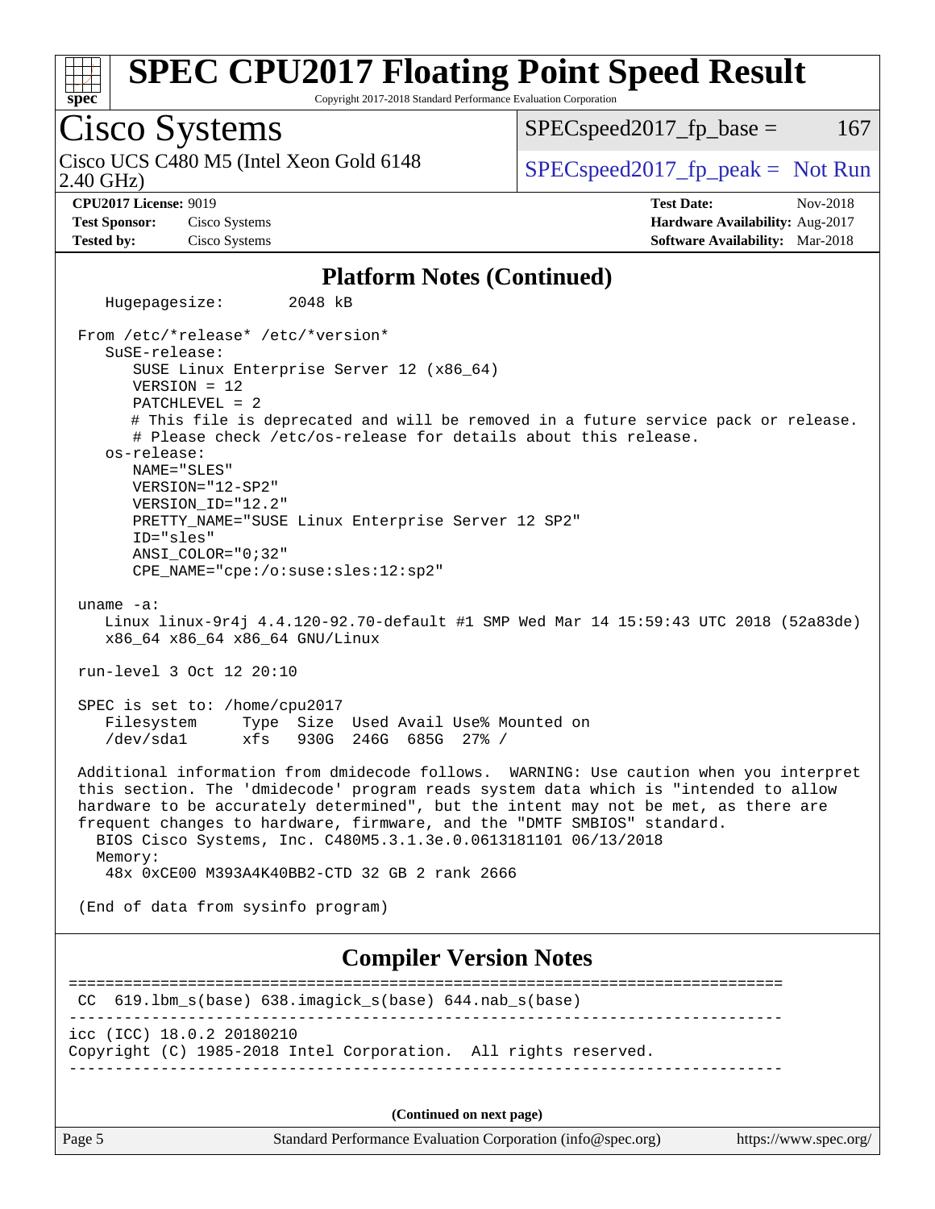## Platform Notes (Continued)

```
   Hugepagesize:       2048 kB

 From /etc/*release* /etc/*version*
   SuSE-release:
      SUSE Linux Enterprise Server 12 (x86_64)
      VERSION = 12
      PATCHLEVEL = 2
      # This file is deprecated and will be removed in a future service pack or release.
      # Please check /etc/os-release for details about this release.
   os-release:
      NAME="SLES"
      VERSION="12-SP2"
      VERSION_ID="12.2"
      PRETTY_NAME="SUSE Linux Enterprise Server 12 SP2"
      ID="sles"
      ANSI_COLOR="0;32"
      CPE_NAME="cpe:/o:suse:sles:12:sp2"

 uname -a:
   Linux linux-9r4j 4.4.120-92.70-default #1 SMP Wed Mar 14 15:59:43 UTC 2018 (52a83de)
   x86_64 x86_64 x86_64 GNU/Linux

 run-level 3 Oct 12 20:10

 SPEC is set to: /home/cpu2017
   Filesystem     Type  Size  Used Avail Use% Mounted on
   /dev/sda1      xfs   930G  246G  685G  27% /

 Additional information from dmidecode follows.  WARNING: Use caution when you interpret
 this section. The 'dmidecode' program reads system data which is "intended to allow
 hardware to be accurately determined", but the intent may not be met, as there are
 frequent changes to hardware, firmware, and the "DMTF SMBIOS" standard.
   BIOS Cisco Systems, Inc. C480M5.3.1.3e.0.0613181101 06/13/2018
   Memory:
    48x 0xCE00 M393A4K40BB2-CTD 32 GB 2 rank 2666

 (End of data from sysinfo program)
```

## Compiler Version Notes

```
==============================================================================
 CC  619.lbm_s(base) 638.imagick_s(base) 644.nab_s(base)
------------------------------------------------------------------------------
icc (ICC) 18.0.2 20180210
Copyright (C) 1985-2018 Intel Corporation.  All rights reserved.
------------------------------------------------------------------------------
```

(Continued on next page)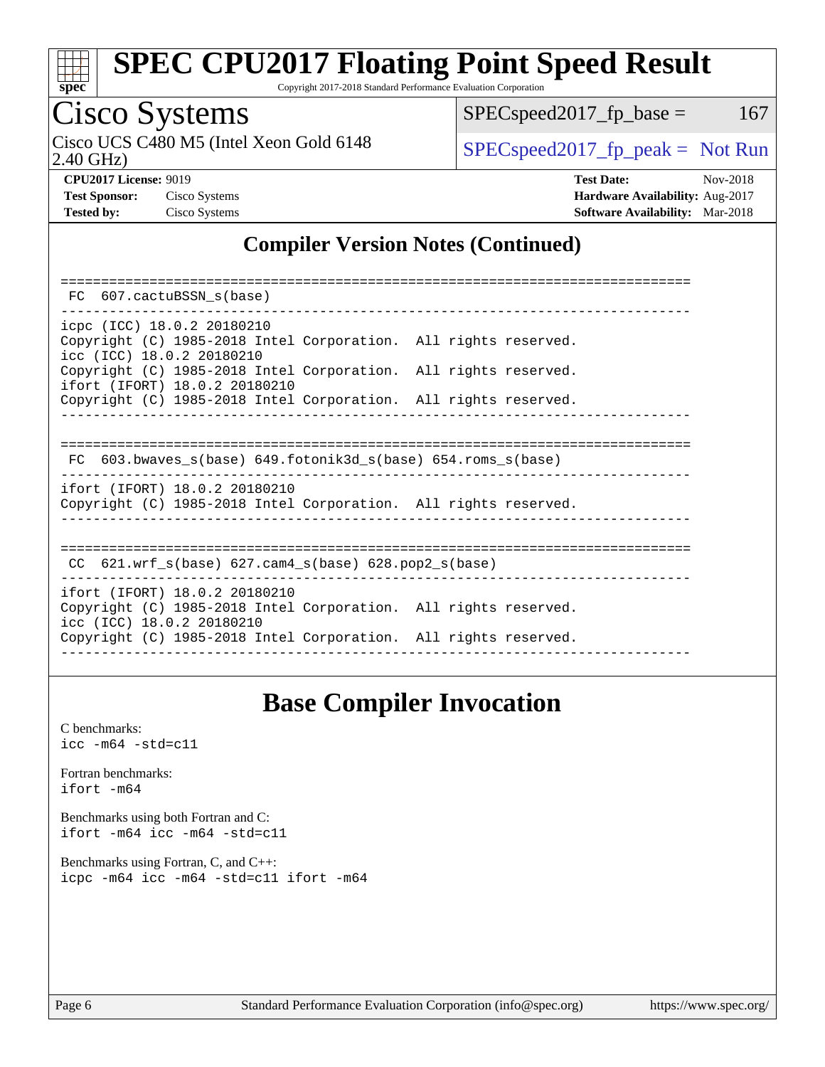# Cisco Systems

Cisco UCS C480 M5 (Intel Xeon Gold 6148 2.40 GHz)

SPECspeed2017_fp_base = 167

SPECspeed2017_fp_peak = Not Run

**CPU2017 License:** 9019
**Test Sponsor:** Cisco Systems
**Tested by:** Cisco Systems

**Test Date:** Nov-2018
**Hardware Availability:** Aug-2017
**Software Availability:** Mar-2018

## Compiler Version Notes (Continued)

```
==============================================================================
 FC  607.cactuBSSN_s(base)
------------------------------------------------------------------------------
icpc (ICC) 18.0.2 20180210
Copyright (C) 1985-2018 Intel Corporation.  All rights reserved.
icc (ICC) 18.0.2 20180210
Copyright (C) 1985-2018 Intel Corporation.  All rights reserved.
ifort (IFORT) 18.0.2 20180210
Copyright (C) 1985-2018 Intel Corporation.  All rights reserved.
------------------------------------------------------------------------------

==============================================================================
 FC  603.bwaves_s(base) 649.fotonik3d_s(base) 654.roms_s(base)
------------------------------------------------------------------------------
ifort (IFORT) 18.0.2 20180210
Copyright (C) 1985-2018 Intel Corporation.  All rights reserved.
------------------------------------------------------------------------------

==============================================================================
 CC  621.wrf_s(base) 627.cam4_s(base) 628.pop2_s(base)
------------------------------------------------------------------------------
ifort (IFORT) 18.0.2 20180210
Copyright (C) 1985-2018 Intel Corporation.  All rights reserved.
icc (ICC) 18.0.2 20180210
Copyright (C) 1985-2018 Intel Corporation.  All rights reserved.
------------------------------------------------------------------------------
```

## Base Compiler Invocation

C benchmarks:
```
icc -m64 -std=c11
```

Fortran benchmarks:
```
ifort -m64
```

Benchmarks using both Fortran and C:
```
ifort -m64 icc -m64 -std=c11
```

Benchmarks using Fortran, C, and C++:
```
icpc -m64 icc -m64 -std=c11 ifort -m64
```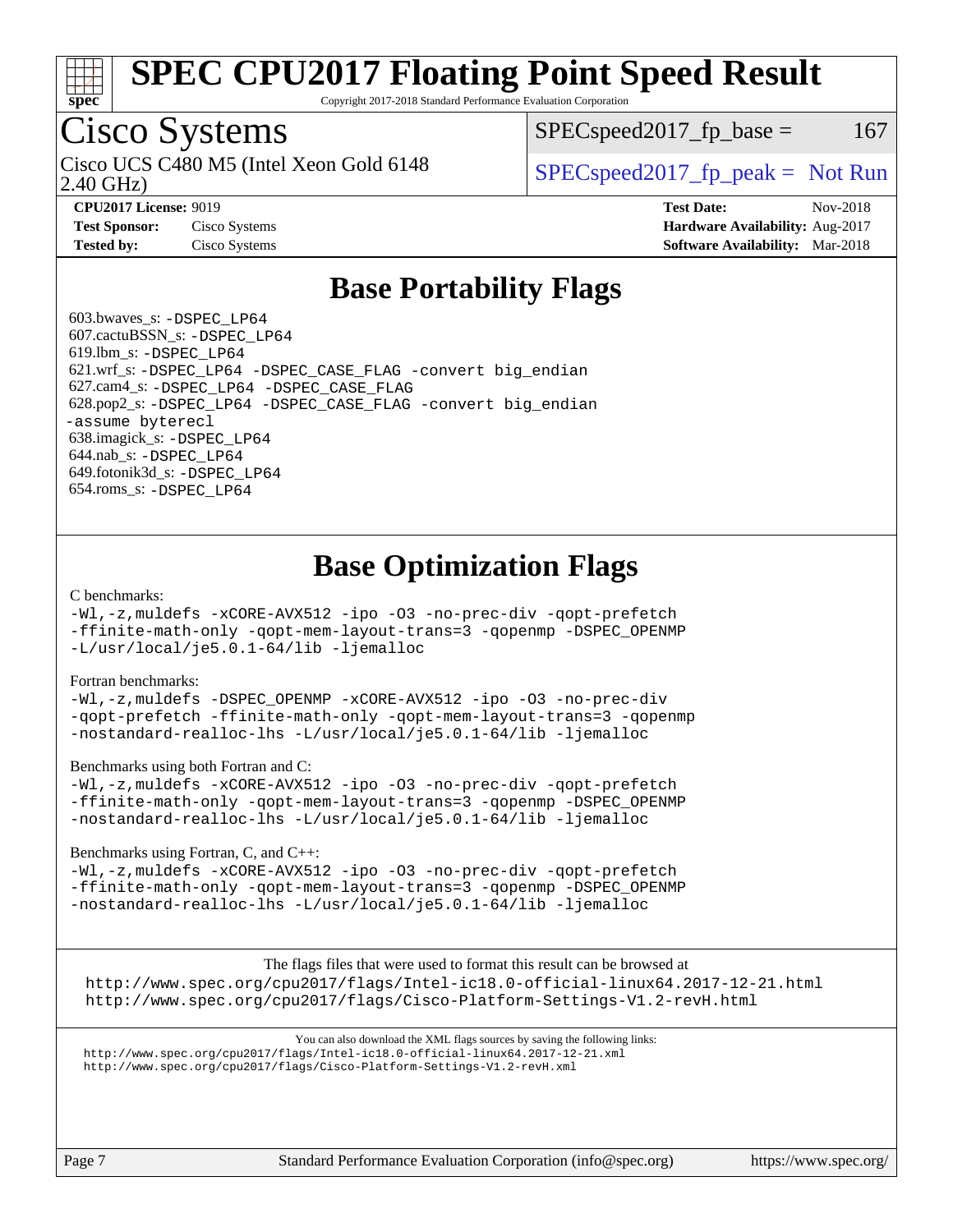# SPEC CPU2017 Floating Point Speed Result

Copyright 2017-2018 Standard Performance Evaluation Corporation

## Cisco Systems

Cisco UCS C480 M5 (Intel Xeon Gold 6148 2.40 GHz)

SPECspeed2017_fp_base = 167

SPECspeed2017_fp_peak = Not Run

**CPU2017 License:** 9019
**Test Sponsor:** Cisco Systems
**Tested by:** Cisco Systems

**Test Date:** Nov-2018
**Hardware Availability:** Aug-2017
**Software Availability:** Mar-2018

## Base Portability Flags

603.bwaves_s: -DSPEC_LP64
607.cactuBSSN_s: -DSPEC_LP64
619.lbm_s: -DSPEC_LP64
621.wrf_s: -DSPEC_LP64 -DSPEC_CASE_FLAG -convert big_endian
627.cam4_s: -DSPEC_LP64 -DSPEC_CASE_FLAG
628.pop2_s: -DSPEC_LP64 -DSPEC_CASE_FLAG -convert big_endian -assume byterecl
638.imagick_s: -DSPEC_LP64
644.nab_s: -DSPEC_LP64
649.fotonik3d_s: -DSPEC_LP64
654.roms_s: -DSPEC_LP64

## Base Optimization Flags

C benchmarks:

```
-Wl,-z,muldefs -xCORE-AVX512 -ipo -O3 -no-prec-div -qopt-prefetch
-ffinite-math-only -qopt-mem-layout-trans=3 -qopenmp -DSPEC_OPENMP
-L/usr/local/je5.0.1-64/lib -ljemalloc
```

Fortran benchmarks:

```
-Wl,-z,muldefs -DSPEC_OPENMP -xCORE-AVX512 -ipo -O3 -no-prec-div
-qopt-prefetch -ffinite-math-only -qopt-mem-layout-trans=3 -qopenmp
-nostandard-realloc-lhs -L/usr/local/je5.0.1-64/lib -ljemalloc
```

Benchmarks using both Fortran and C:

```
-Wl,-z,muldefs -xCORE-AVX512 -ipo -O3 -no-prec-div -qopt-prefetch
-ffinite-math-only -qopt-mem-layout-trans=3 -qopenmp -DSPEC_OPENMP
-nostandard-realloc-lhs -L/usr/local/je5.0.1-64/lib -ljemalloc
```

Benchmarks using Fortran, C, and C++:

```
-Wl,-z,muldefs -xCORE-AVX512 -ipo -O3 -no-prec-div -qopt-prefetch
-ffinite-math-only -qopt-mem-layout-trans=3 -qopenmp -DSPEC_OPENMP
-nostandard-realloc-lhs -L/usr/local/je5.0.1-64/lib -ljemalloc
```

The flags files that were used to format this result can be browsed at
http://www.spec.org/cpu2017/flags/Intel-ic18.0-official-linux64.2017-12-21.html
http://www.spec.org/cpu2017/flags/Cisco-Platform-Settings-V1.2-revH.html

You can also download the XML flags sources by saving the following links:
http://www.spec.org/cpu2017/flags/Intel-ic18.0-official-linux64.2017-12-21.xml
http://www.spec.org/cpu2017/flags/Cisco-Platform-Settings-V1.2-revH.xml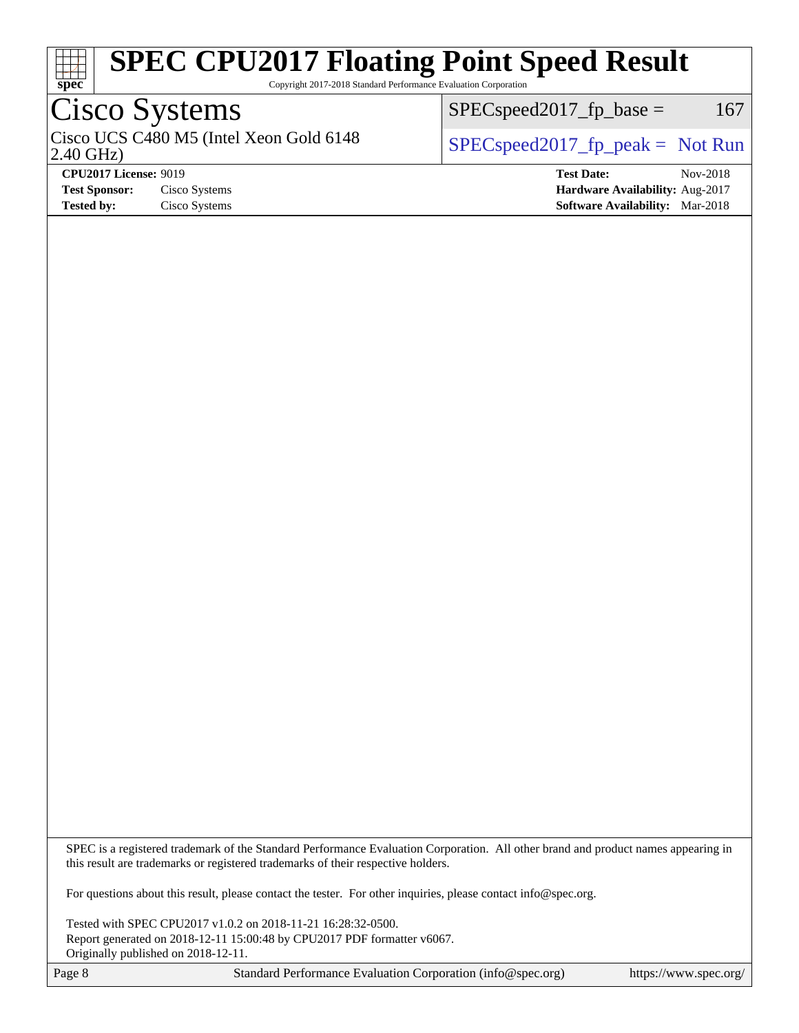SPEC is a registered trademark of the Standard Performance Evaluation Corporation. All other brand and product names appearing in this result are trademarks or registered trademarks of their respective holders.

For questions about this result, please contact the tester. For other inquiries, please contact info@spec.org.

Tested with SPEC CPU2017 v1.0.2 on 2018-11-21 16:28:32-0500.
Report generated on 2018-12-11 15:00:48 by CPU2017 PDF formatter v6067.
Originally published on 2018-12-11.